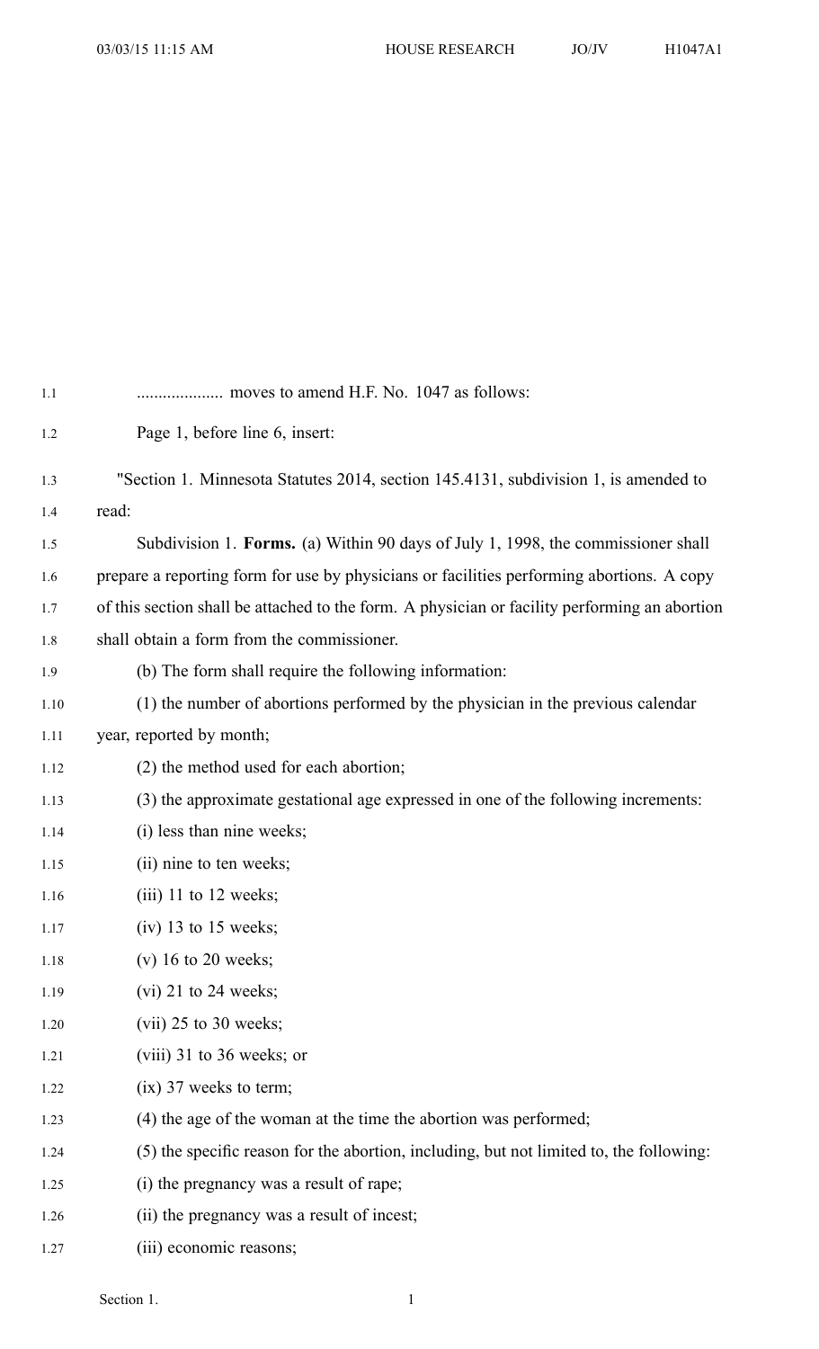.................... moves to amend H.F. No. 1047 as follows:

Page 1, before line 6, insert:

"Section 1. Minnesota Statutes 2014, section 145.4131, subdivision 1, is amended to read:

Subdivision 1. **Forms.** (a) Within 90 days of July 1, 1998, the commissioner shall prepare a reporting form for use by physicians or facilities performing abortions. A copy of this section shall be attached to the form. A physician or facility performing an abortion shall obtain a form from the commissioner.

(b) The form shall require the following information:

(1) the number of abortions performed by the physician in the previous calendar year, reported by month;

(2) the method used for each abortion;

(3) the approximate gestational age expressed in one of the following increments:

(i) less than nine weeks;

(ii) nine to ten weeks;

(iii) 11 to 12 weeks;

(iv) 13 to 15 weeks;

(v) 16 to 20 weeks;

(vi) 21 to 24 weeks;

(vii) 25 to 30 weeks;

(viii) 31 to 36 weeks; or

(ix) 37 weeks to term;

(4) the age of the woman at the time the abortion was performed;

(5) the specific reason for the abortion, including, but not limited to, the following:

(i) the pregnancy was a result of rape;

(ii) the pregnancy was a result of incest;

(iii) economic reasons;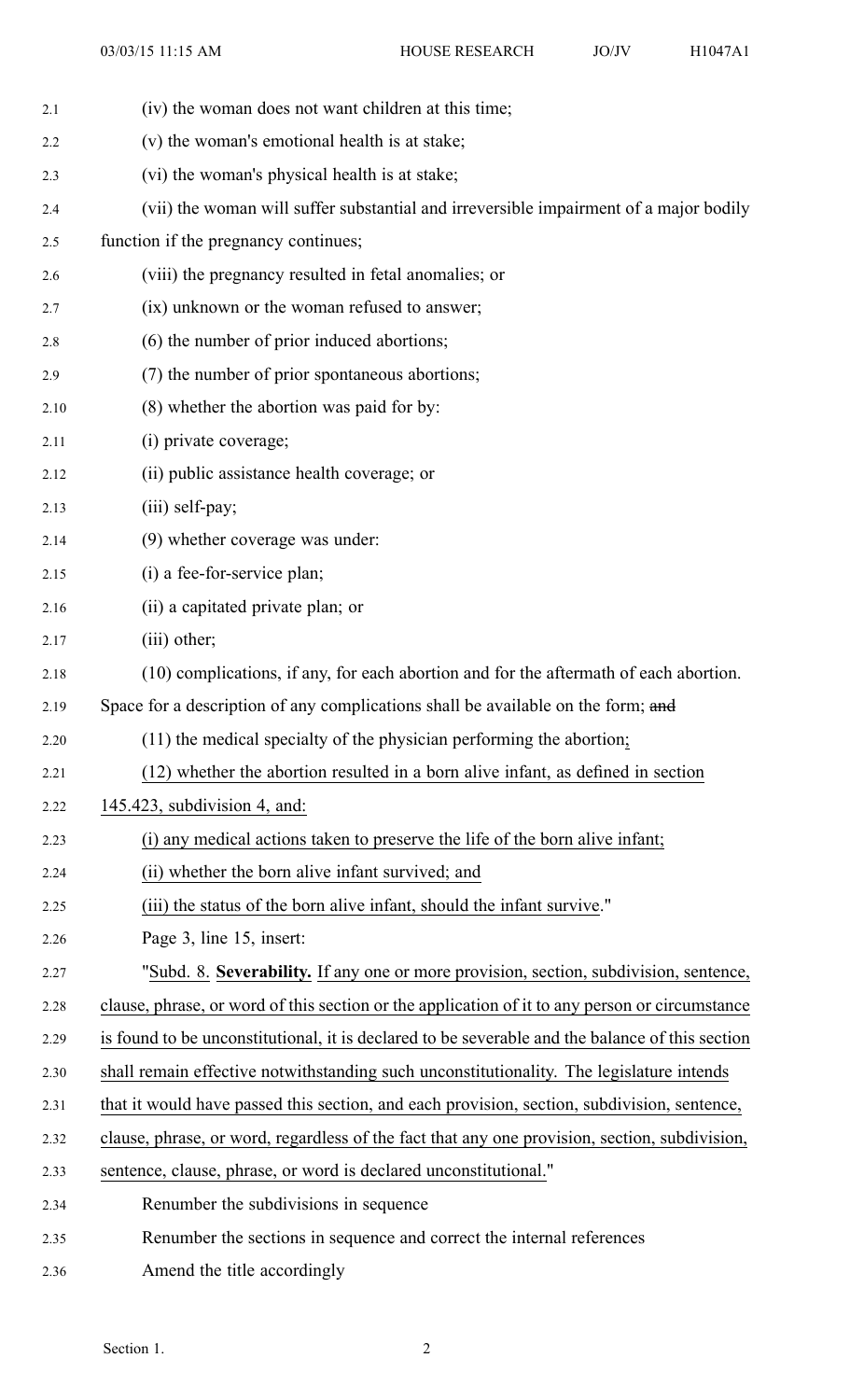(iv) the woman does not want children at this time;

(v) the woman's emotional health is at stake;

(vi) the woman's physical health is at stake;

(vii) the woman will suffer substantial and irreversible impairment of a major bodily function if the pregnancy continues;

(viii) the pregnancy resulted in fetal anomalies; or

(ix) unknown or the woman refused to answer;

(6) the number of prior induced abortions;

(7) the number of prior spontaneous abortions;

(8) whether the abortion was paid for by:

(i) private coverage;

(ii) public assistance health coverage; or

(iii) self-pay;

(9) whether coverage was under:

(i) a fee-for-service plan;

(ii) a capitated private plan; or

(iii) other;

(10) complications, if any, for each abortion and for the aftermath of each abortion. Space for a description of any complications shall be available on the form; ~~and~~

(11) the medical specialty of the physician performing the abortion;

(12) whether the abortion resulted in a born alive infant, as defined in section 145.423, subdivision 4, and:

(i) any medical actions taken to preserve the life of the born alive infant;

(ii) whether the born alive infant survived; and

(iii) the status of the born alive infant, should the infant survive."

Page 3, line 15, insert:

"Subd. 8. **Severability.** If any one or more provision, section, subdivision, sentence, clause, phrase, or word of this section or the application of it to any person or circumstance is found to be unconstitutional, it is declared to be severable and the balance of this section shall remain effective notwithstanding such unconstitutionality. The legislature intends that it would have passed this section, and each provision, section, subdivision, sentence, clause, phrase, or word, regardless of the fact that any one provision, section, subdivision, sentence, clause, phrase, or word is declared unconstitutional."

Renumber the subdivisions in sequence

Renumber the sections in sequence and correct the internal references

Amend the title accordingly